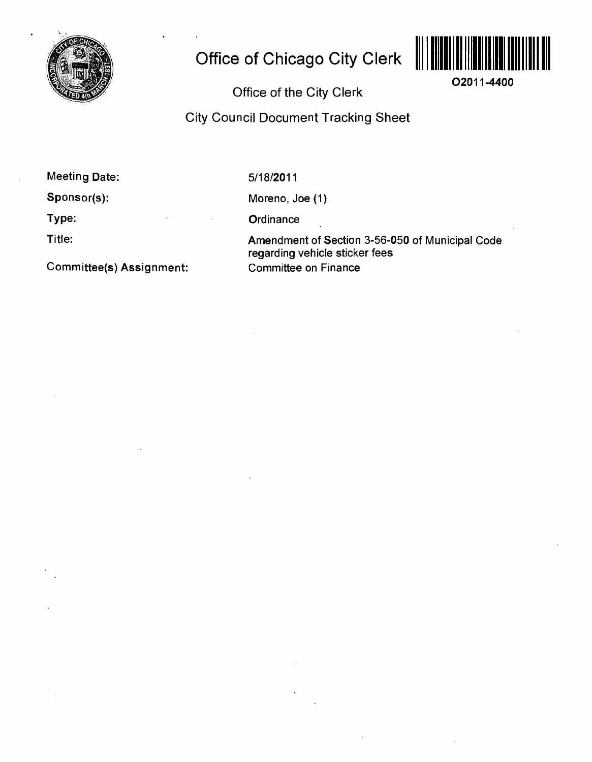# Office of Chicago City Clerk

O2011-4400

## Office of the City Clerk

## City Council Document Tracking Sheet

| | |
|---|---|
| **Meeting Date:** | 5/18/2011 |
| **Sponsor(s):** | Moreno, Joe (1) |
| **Type:** | Ordinance |
| **Title:** | Amendment of Section 3-56-050 of Municipal Code regarding vehicle sticker fees |
| **Committee(s) Assignment:** | Committee on Finance |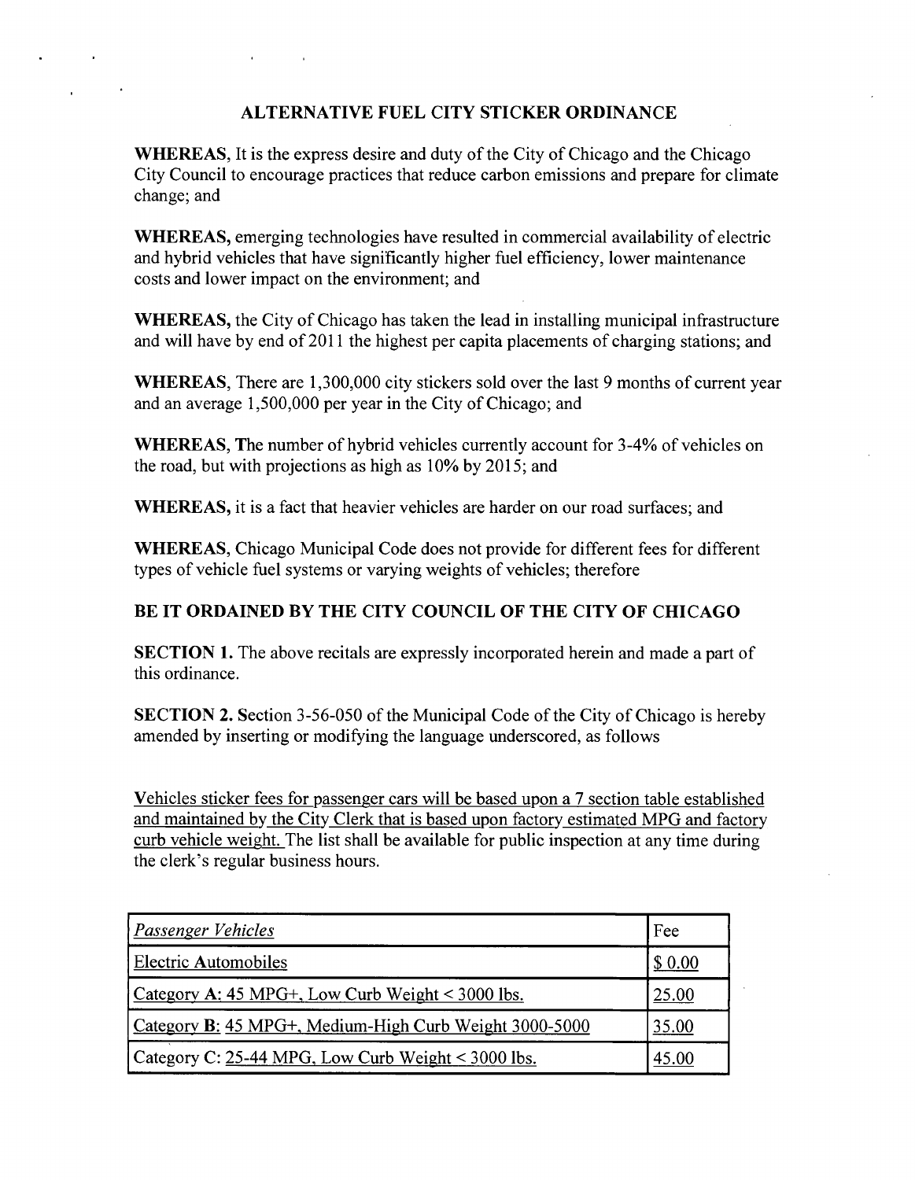## ALTERNATIVE FUEL CITY STICKER ORDINANCE

**WHEREAS**, It is the express desire and duty of the City of Chicago and the Chicago City Council to encourage practices that reduce carbon emissions and prepare for climate change; and

**WHEREAS,** emerging technologies have resulted in commercial availability of electric and hybrid vehicles that have significantly higher fuel efficiency, lower maintenance costs and lower impact on the environment; and

**WHEREAS,** the City of Chicago has taken the lead in installing municipal infrastructure and will have by end of 2011 the highest per capita placements of charging stations; and

**WHEREAS,** There are 1,300,000 city stickers sold over the last 9 months of current year and an average 1,500,000 per year in the City of Chicago; and

**WHEREAS, T**he number of hybrid vehicles currently account for 3-4% of vehicles on the road, but with projections as high as 10% by 2015; and

**WHEREAS,** it is a fact that heavier vehicles are harder on our road surfaces; and

**WHEREAS,** Chicago Municipal Code does not provide for different fees for different types of vehicle fuel systems or varying weights of vehicles; therefore

**BE IT ORDAINED BY THE CITY COUNCIL OF THE CITY OF CHICAGO**

**SECTION 1.** The above recitals are expressly incorporated herein and made a part of this ordinance.

**SECTION 2.** Section 3-56-050 of the Municipal Code of the City of Chicago is hereby amended by inserting or modifying the language underscored, as follows

Vehicles sticker fees for passenger cars will be based upon a 7 section table established and maintained by the City Clerk that is based upon factory estimated MPG and factory curb vehicle weight. The list shall be available for public inspection at any time during the clerk's regular business hours.

| *Passenger Vehicles* | Fee |
|---|---|
| Electric Automobiles | $ 0.00 |
| Category **A**: 45 MPG+, Low Curb Weight < 3000 lbs. | 25.00 |
| Category **B**: 45 MPG+, Medium-High Curb Weight 3000-5000 | 35.00 |
| Category C: 25-44 MPG, Low Curb Weight < 3000 lbs. | 45.00 |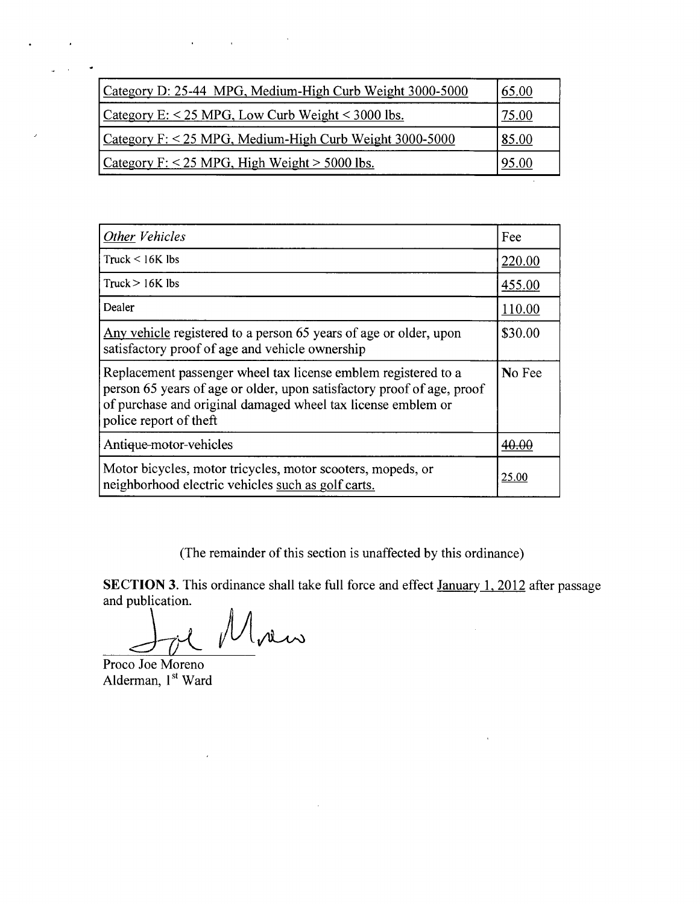| | |
|---|---|
| Category D: 25-44 MPG, Medium-High Curb Weight 3000-5000 | 65.00 |
| Category E: < 25 MPG, Low Curb Weight < 3000 lbs. | 75.00 |
| Category F: < 25 MPG, Medium-High Curb Weight 3000-5000 | 85.00 |
| Category F: < 25 MPG, High Weight > 5000 lbs. | 95.00 |

| *Other Vehicles* | Fee |
|---|---|
| Truck < 16K lbs | 220.00 |
| Truck > 16K lbs | 455.00 |
| Dealer | 110.00 |
| Any vehicle registered to a person 65 years of age or older, upon satisfactory proof of age and vehicle ownership | $30.00 |
| Replacement passenger wheel tax license emblem registered to a person 65 years of age or older, upon satisfactory proof of age, proof of purchase and original damaged wheel tax license emblem or police report of theft | No Fee |
| Antique-motor-vehicles | ~~40.00~~ |
| Motor bicycles, motor tricycles, motor scooters, mopeds, or neighborhood electric vehicles such as golf carts. | 25.00 |

(The remainder of this section is unaffected by this ordinance)

**SECTION 3.** This ordinance shall take full force and effect January 1, 2012 after passage and publication.

Proco Joe Moreno
Alderman, 1st Ward